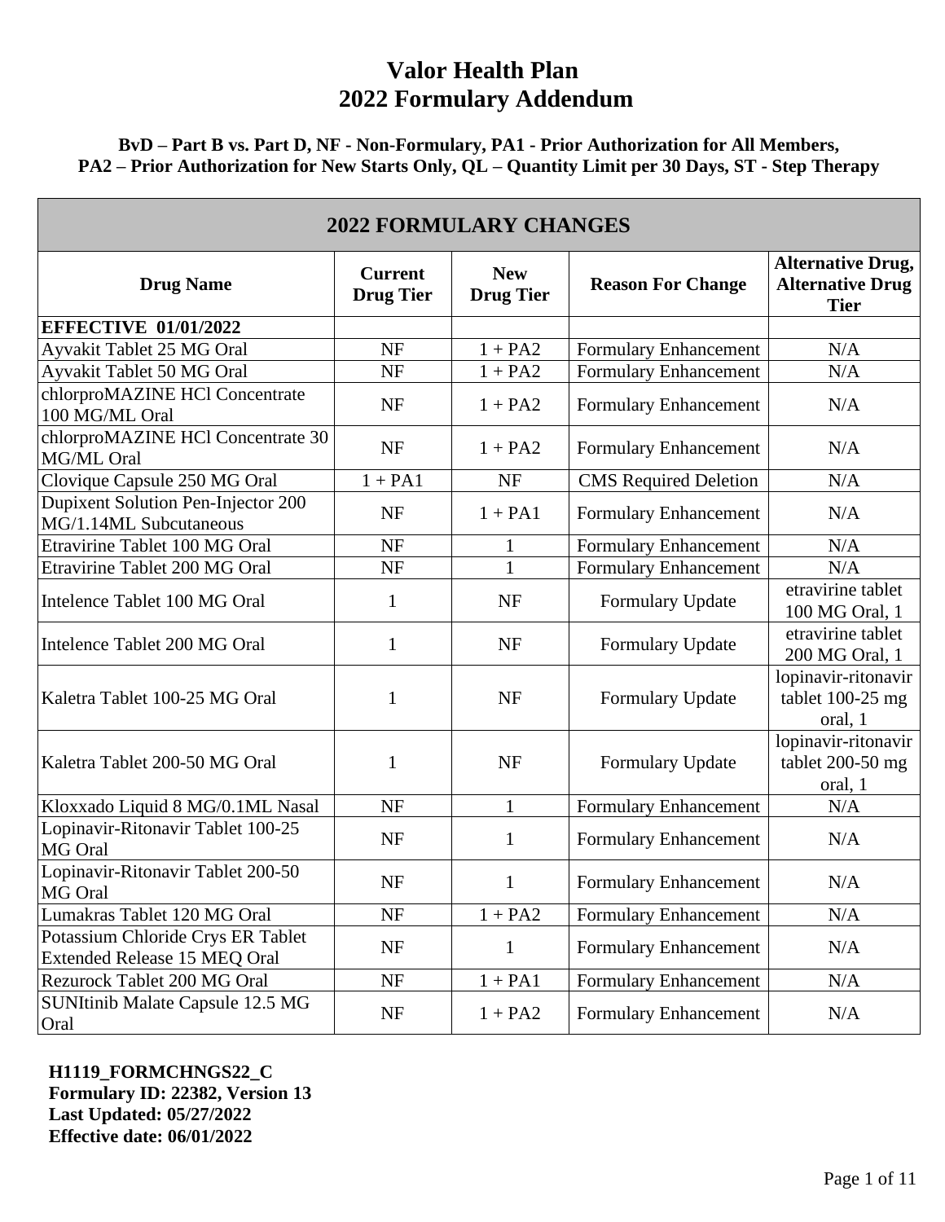# Valor Health Plan
# 2022 Formulary Addendum

**BvD – Part B vs. Part D, NF - Non-Formulary, PA1 - Prior Authorization for All Members, PA2 – Prior Authorization for New Starts Only, QL – Quantity Limit per 30 Days, ST - Step Therapy**

| 2022 FORMULARY CHANGES | | | | |
|---|---|---|---|---|
| **Drug Name** | **Current Drug Tier** | **New Drug Tier** | **Reason For Change** | **Alternative Drug, Alternative Drug Tier** |
| **EFFECTIVE 01/01/2022** | | | | |
| Ayvakit Tablet 25 MG Oral | NF | 1 + PA2 | Formulary Enhancement | N/A |
| Ayvakit Tablet 50 MG Oral | NF | 1 + PA2 | Formulary Enhancement | N/A |
| chlorproMAZINE HCl Concentrate 100 MG/ML Oral | NF | 1 + PA2 | Formulary Enhancement | N/A |
| chlorproMAZINE HCl Concentrate 30 MG/ML Oral | NF | 1 + PA2 | Formulary Enhancement | N/A |
| Clovique Capsule 250 MG Oral | 1 + PA1 | NF | CMS Required Deletion | N/A |
| Dupixent Solution Pen-Injector 200 MG/1.14ML Subcutaneous | NF | 1 + PA1 | Formulary Enhancement | N/A |
| Etravirine Tablet 100 MG Oral | NF | 1 | Formulary Enhancement | N/A |
| Etravirine Tablet 200 MG Oral | NF | 1 | Formulary Enhancement | N/A |
| Intelence Tablet 100 MG Oral | 1 | NF | Formulary Update | etravirine tablet 100 MG Oral, 1 |
| Intelence Tablet 200 MG Oral | 1 | NF | Formulary Update | etravirine tablet 200 MG Oral, 1 |
| Kaletra Tablet 100-25 MG Oral | 1 | NF | Formulary Update | lopinavir-ritonavir tablet 100-25 mg oral, 1 |
| Kaletra Tablet 200-50 MG Oral | 1 | NF | Formulary Update | lopinavir-ritonavir tablet 200-50 mg oral, 1 |
| Kloxxado Liquid 8 MG/0.1ML Nasal | NF | 1 | Formulary Enhancement | N/A |
| Lopinavir-Ritonavir Tablet 100-25 MG Oral | NF | 1 | Formulary Enhancement | N/A |
| Lopinavir-Ritonavir Tablet 200-50 MG Oral | NF | 1 | Formulary Enhancement | N/A |
| Lumakras Tablet 120 MG Oral | NF | 1 + PA2 | Formulary Enhancement | N/A |
| Potassium Chloride Crys ER Tablet Extended Release 15 MEQ Oral | NF | 1 | Formulary Enhancement | N/A |
| Rezurock Tablet 200 MG Oral | NF | 1 + PA1 | Formulary Enhancement | N/A |
| SUNItinib Malate Capsule 12.5 MG Oral | NF | 1 + PA2 | Formulary Enhancement | N/A |

**H1119_FORMCHNGS22_C**
**Formulary ID: 22382, Version 13**
**Last Updated: 05/27/2022**
**Effective date: 06/01/2022**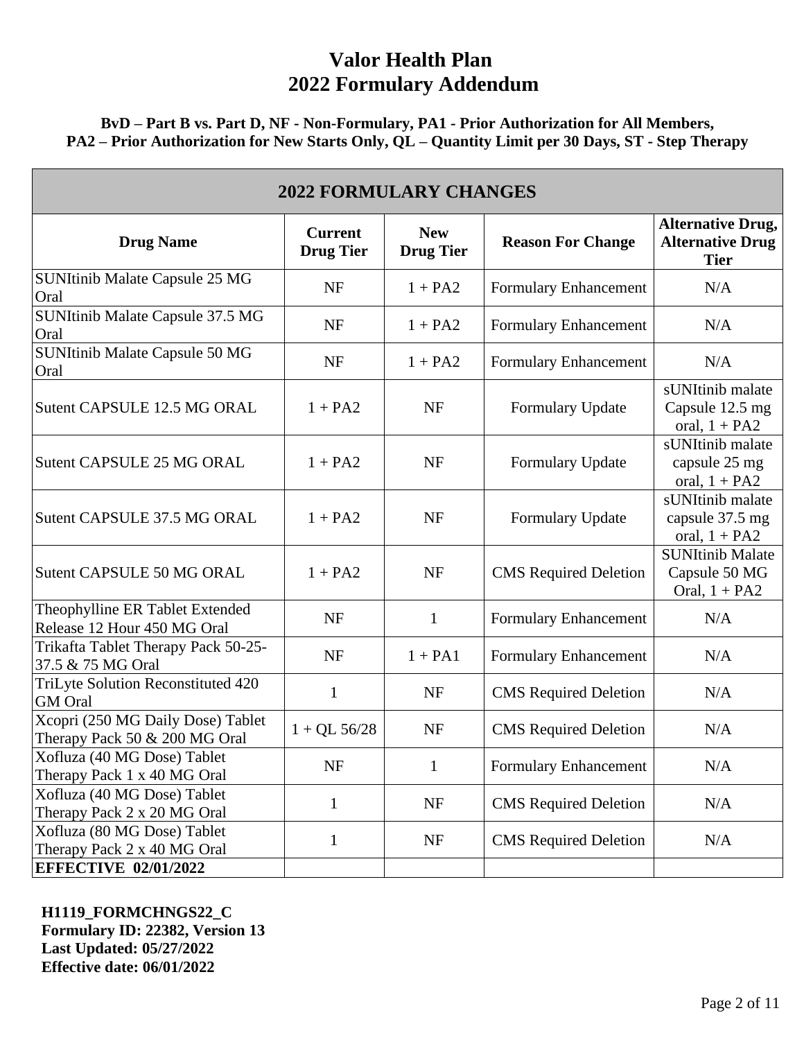# Valor Health Plan
# 2022 Formulary Addendum

**BvD – Part B vs. Part D, NF - Non-Formulary, PA1 - Prior Authorization for All Members, PA2 – Prior Authorization for New Starts Only, QL – Quantity Limit per 30 Days, ST - Step Therapy**

| 2022 FORMULARY CHANGES | | | | |
|---|---|---|---|---|
| **Drug Name** | **Current Drug Tier** | **New Drug Tier** | **Reason For Change** | **Alternative Drug, Alternative Drug Tier** |
| SUNItinib Malate Capsule 25 MG Oral | NF | 1 + PA2 | Formulary Enhancement | N/A |
| SUNItinib Malate Capsule 37.5 MG Oral | NF | 1 + PA2 | Formulary Enhancement | N/A |
| SUNItinib Malate Capsule 50 MG Oral | NF | 1 + PA2 | Formulary Enhancement | N/A |
| Sutent CAPSULE 12.5 MG ORAL | 1 + PA2 | NF | Formulary Update | sUNItinib malate Capsule 12.5 mg oral, 1 + PA2 |
| Sutent CAPSULE 25 MG ORAL | 1 + PA2 | NF | Formulary Update | sUNItinib malate capsule 25 mg oral, 1 + PA2 |
| Sutent CAPSULE 37.5 MG ORAL | 1 + PA2 | NF | Formulary Update | sUNItinib malate capsule 37.5 mg oral, 1 + PA2 |
| Sutent CAPSULE 50 MG ORAL | 1 + PA2 | NF | CMS Required Deletion | SUNItinib Malate Capsule 50 MG Oral, 1 + PA2 |
| Theophylline ER Tablet Extended Release 12 Hour 450 MG Oral | NF | 1 | Formulary Enhancement | N/A |
| Trikafta Tablet Therapy Pack 50-25-37.5 & 75 MG Oral | NF | 1 + PA1 | Formulary Enhancement | N/A |
| TriLyte Solution Reconstituted 420 GM Oral | 1 | NF | CMS Required Deletion | N/A |
| Xcopri (250 MG Daily Dose) Tablet Therapy Pack 50 & 200 MG Oral | 1 + QL 56/28 | NF | CMS Required Deletion | N/A |
| Xofluza (40 MG Dose) Tablet Therapy Pack 1 x 40 MG Oral | NF | 1 | Formulary Enhancement | N/A |
| Xofluza (40 MG Dose) Tablet Therapy Pack 2 x 20 MG Oral | 1 | NF | CMS Required Deletion | N/A |
| Xofluza (80 MG Dose) Tablet Therapy Pack 2 x 40 MG Oral | 1 | NF | CMS Required Deletion | N/A |
| **EFFECTIVE 02/01/2022** | | | | |

**H1119_FORMCHNGS22_C**
**Formulary ID: 22382, Version 13**
**Last Updated: 05/27/2022**
**Effective date: 06/01/2022**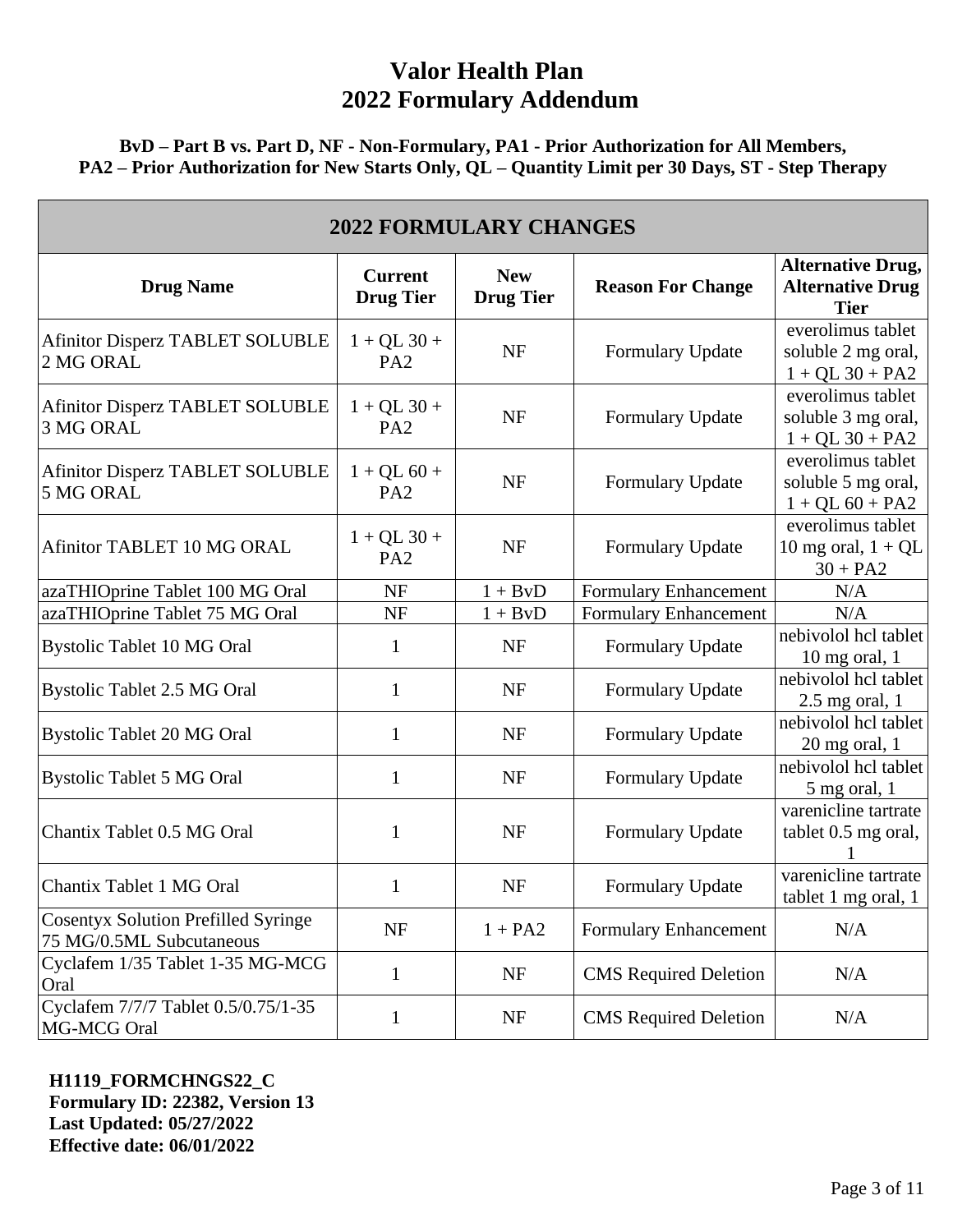# Valor Health Plan
# 2022 Formulary Addendum

**BvD – Part B vs. Part D, NF - Non-Formulary, PA1 - Prior Authorization for All Members, PA2 – Prior Authorization for New Starts Only, QL – Quantity Limit per 30 Days, ST - Step Therapy**

| 2022 FORMULARY CHANGES | | | | |
|---|---|---|---|---|
| **Drug Name** | **Current Drug Tier** | **New Drug Tier** | **Reason For Change** | **Alternative Drug, Alternative Drug Tier** |
| Afinitor Disperz TABLET SOLUBLE 2 MG ORAL | 1 + QL 30 + PA2 | NF | Formulary Update | everolimus tablet soluble 2 mg oral, 1 + QL 30 + PA2 |
| Afinitor Disperz TABLET SOLUBLE 3 MG ORAL | 1 + QL 30 + PA2 | NF | Formulary Update | everolimus tablet soluble 3 mg oral, 1 + QL 30 + PA2 |
| Afinitor Disperz TABLET SOLUBLE 5 MG ORAL | 1 + QL 60 + PA2 | NF | Formulary Update | everolimus tablet soluble 5 mg oral, 1 + QL 60 + PA2 |
| Afinitor TABLET 10 MG ORAL | 1 + QL 30 + PA2 | NF | Formulary Update | everolimus tablet 10 mg oral, 1 + QL 30 + PA2 |
| azaTHIOprine Tablet 100 MG Oral | NF | 1 + BvD | Formulary Enhancement | N/A |
| azaTHIOprine Tablet 75 MG Oral | NF | 1 + BvD | Formulary Enhancement | N/A |
| Bystolic Tablet 10 MG Oral | 1 | NF | Formulary Update | nebivolol hcl tablet 10 mg oral, 1 |
| Bystolic Tablet 2.5 MG Oral | 1 | NF | Formulary Update | nebivolol hcl tablet 2.5 mg oral, 1 |
| Bystolic Tablet 20 MG Oral | 1 | NF | Formulary Update | nebivolol hcl tablet 20 mg oral, 1 |
| Bystolic Tablet 5 MG Oral | 1 | NF | Formulary Update | nebivolol hcl tablet 5 mg oral, 1 |
| Chantix Tablet 0.5 MG Oral | 1 | NF | Formulary Update | varenicline tartrate tablet 0.5 mg oral, 1 |
| Chantix Tablet 1 MG Oral | 1 | NF | Formulary Update | varenicline tartrate tablet 1 mg oral, 1 |
| Cosentyx Solution Prefilled Syringe 75 MG/0.5ML Subcutaneous | NF | 1 + PA2 | Formulary Enhancement | N/A |
| Cyclafem 1/35 Tablet 1-35 MG-MCG Oral | 1 | NF | CMS Required Deletion | N/A |
| Cyclafem 7/7/7 Tablet 0.5/0.75/1-35 MG-MCG Oral | 1 | NF | CMS Required Deletion | N/A |

**H1119_FORMCHNGS22_C**
**Formulary ID: 22382, Version 13**
**Last Updated: 05/27/2022**
**Effective date: 06/01/2022**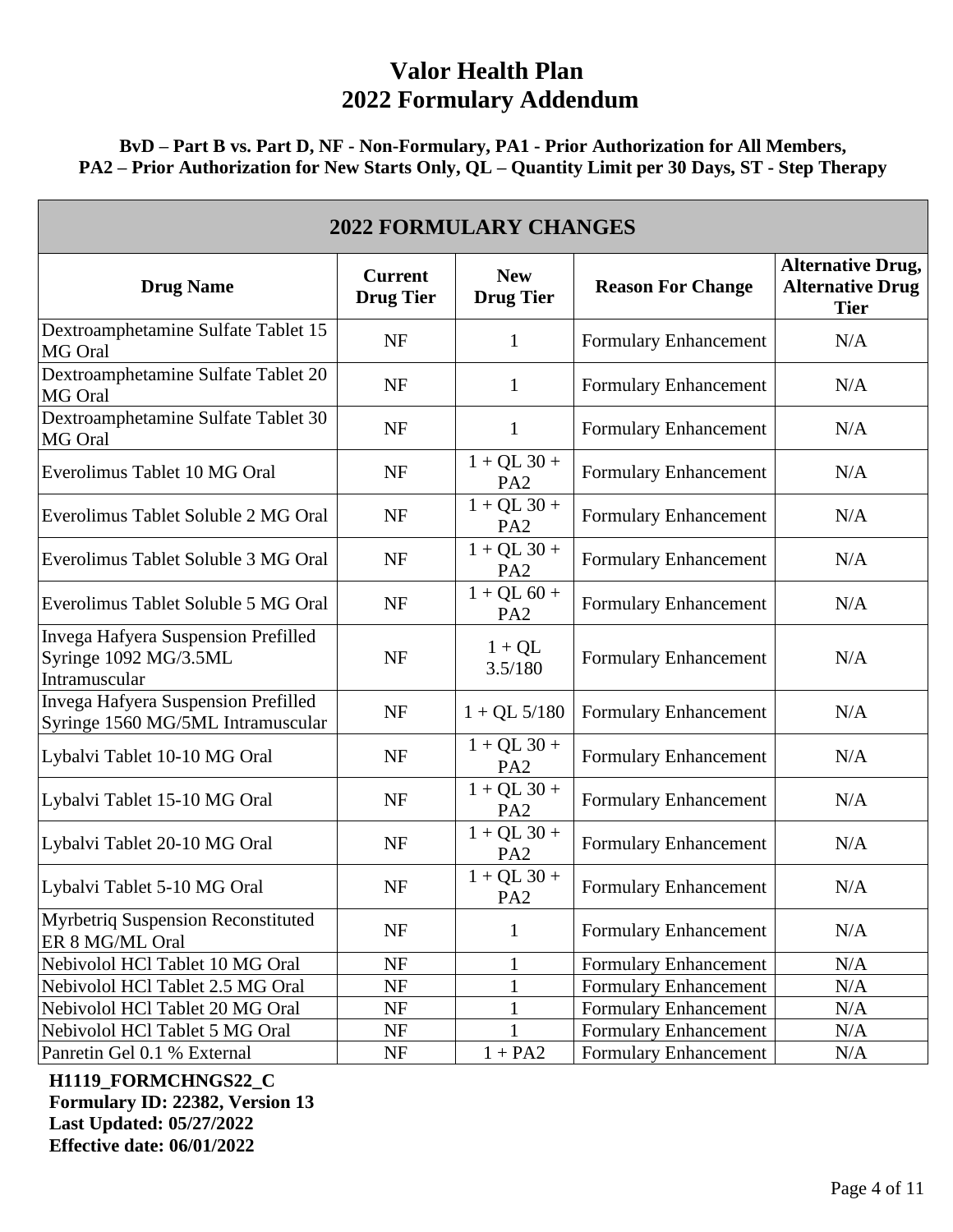# Valor Health Plan
# 2022 Formulary Addendum

**BvD – Part B vs. Part D, NF - Non-Formulary, PA1 - Prior Authorization for All Members, PA2 – Prior Authorization for New Starts Only, QL – Quantity Limit per 30 Days, ST - Step Therapy**

## 2022 FORMULARY CHANGES

| Drug Name | Current Drug Tier | New Drug Tier | Reason For Change | Alternative Drug, Alternative Drug Tier |
|---|---|---|---|---|
| Dextroamphetamine Sulfate Tablet 15 MG Oral | NF | 1 | Formulary Enhancement | N/A |
| Dextroamphetamine Sulfate Tablet 20 MG Oral | NF | 1 | Formulary Enhancement | N/A |
| Dextroamphetamine Sulfate Tablet 30 MG Oral | NF | 1 | Formulary Enhancement | N/A |
| Everolimus Tablet 10 MG Oral | NF | 1 + QL 30 + PA2 | Formulary Enhancement | N/A |
| Everolimus Tablet Soluble 2 MG Oral | NF | 1 + QL 30 + PA2 | Formulary Enhancement | N/A |
| Everolimus Tablet Soluble 3 MG Oral | NF | 1 + QL 30 + PA2 | Formulary Enhancement | N/A |
| Everolimus Tablet Soluble 5 MG Oral | NF | 1 + QL 60 + PA2 | Formulary Enhancement | N/A |
| Invega Hafyera Suspension Prefilled Syringe 1092 MG/3.5ML Intramuscular | NF | 1 + QL 3.5/180 | Formulary Enhancement | N/A |
| Invega Hafyera Suspension Prefilled Syringe 1560 MG/5ML Intramuscular | NF | 1 + QL 5/180 | Formulary Enhancement | N/A |
| Lybalvi Tablet 10-10 MG Oral | NF | 1 + QL 30 + PA2 | Formulary Enhancement | N/A |
| Lybalvi Tablet 15-10 MG Oral | NF | 1 + QL 30 + PA2 | Formulary Enhancement | N/A |
| Lybalvi Tablet 20-10 MG Oral | NF | 1 + QL 30 + PA2 | Formulary Enhancement | N/A |
| Lybalvi Tablet 5-10 MG Oral | NF | 1 + QL 30 + PA2 | Formulary Enhancement | N/A |
| Myrbetriq Suspension Reconstituted ER 8 MG/ML Oral | NF | 1 | Formulary Enhancement | N/A |
| Nebivolol HCl Tablet 10 MG Oral | NF | 1 | Formulary Enhancement | N/A |
| Nebivolol HCl Tablet 2.5 MG Oral | NF | 1 | Formulary Enhancement | N/A |
| Nebivolol HCl Tablet 20 MG Oral | NF | 1 | Formulary Enhancement | N/A |
| Nebivolol HCl Tablet 5 MG Oral | NF | 1 | Formulary Enhancement | N/A |
| Panretin Gel 0.1 % External | NF | 1 + PA2 | Formulary Enhancement | N/A |

**H1119_FORMCHNGS22_C**
**Formulary ID: 22382, Version 13**
**Last Updated: 05/27/2022**
**Effective date: 06/01/2022**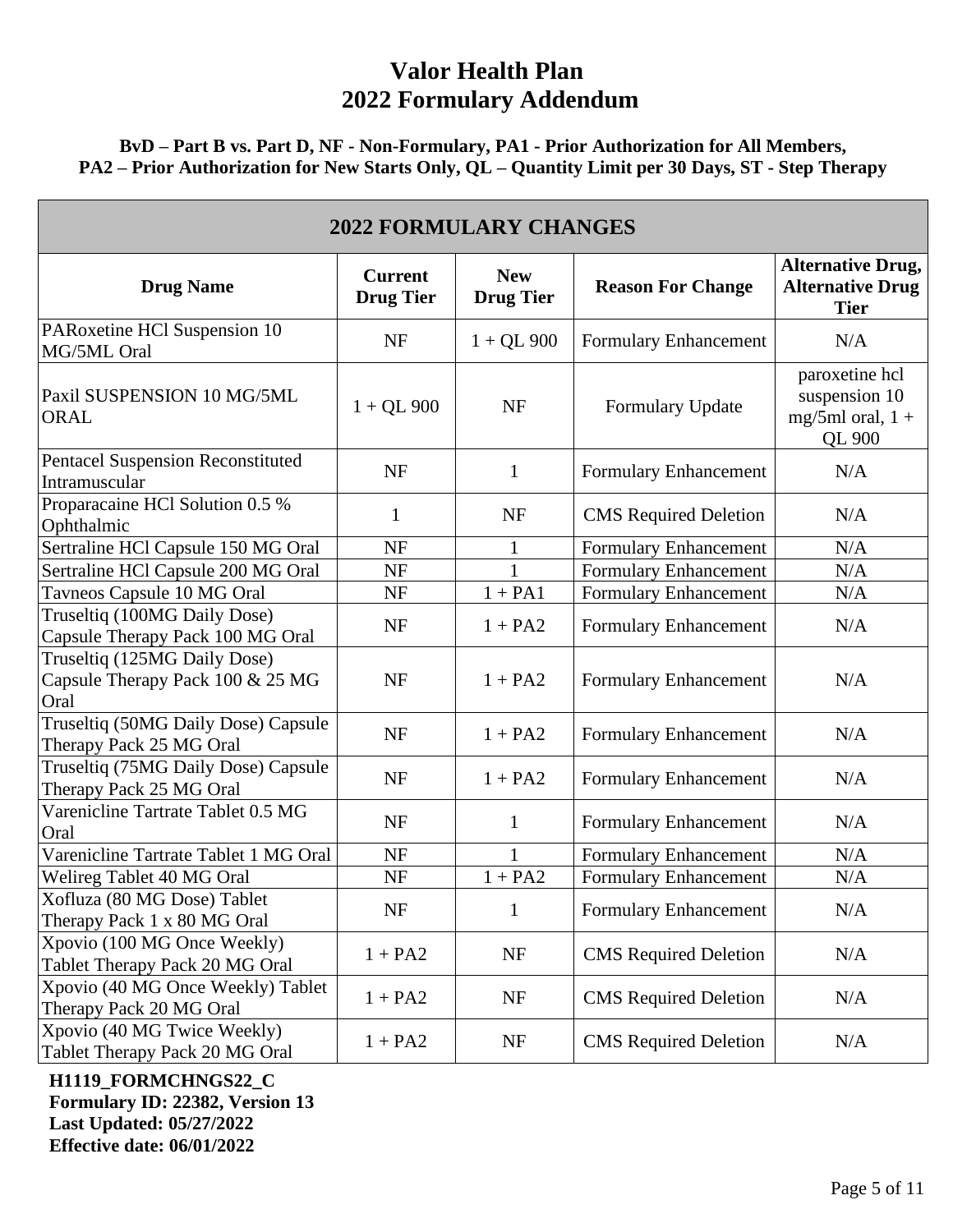# Valor Health Plan
# 2022 Formulary Addendum

**BvD – Part B vs. Part D, NF - Non-Formulary, PA1 - Prior Authorization for All Members, PA2 – Prior Authorization for New Starts Only, QL – Quantity Limit per 30 Days, ST - Step Therapy**

## 2022 FORMULARY CHANGES

| Drug Name | Current Drug Tier | New Drug Tier | Reason For Change | Alternative Drug, Alternative Drug Tier |
|---|---|---|---|---|
| PARoxetine HCl Suspension 10 MG/5ML Oral | NF | 1 + QL 900 | Formulary Enhancement | N/A |
| Paxil SUSPENSION 10 MG/5ML ORAL | 1 + QL 900 | NF | Formulary Update | paroxetine hcl suspension 10 mg/5ml oral, 1 + QL 900 |
| Pentacel Suspension Reconstituted Intramuscular | NF | 1 | Formulary Enhancement | N/A |
| Proparacaine HCl Solution 0.5 % Ophthalmic | 1 | NF | CMS Required Deletion | N/A |
| Sertraline HCl Capsule 150 MG Oral | NF | 1 | Formulary Enhancement | N/A |
| Sertraline HCl Capsule 200 MG Oral | NF | 1 | Formulary Enhancement | N/A |
| Tavneos Capsule 10 MG Oral | NF | 1 + PA1 | Formulary Enhancement | N/A |
| Truseltiq (100MG Daily Dose) Capsule Therapy Pack 100 MG Oral | NF | 1 + PA2 | Formulary Enhancement | N/A |
| Truseltiq (125MG Daily Dose) Capsule Therapy Pack 100 & 25 MG Oral | NF | 1 + PA2 | Formulary Enhancement | N/A |
| Truseltiq (50MG Daily Dose) Capsule Therapy Pack 25 MG Oral | NF | 1 + PA2 | Formulary Enhancement | N/A |
| Truseltiq (75MG Daily Dose) Capsule Therapy Pack 25 MG Oral | NF | 1 + PA2 | Formulary Enhancement | N/A |
| Varenicline Tartrate Tablet 0.5 MG Oral | NF | 1 | Formulary Enhancement | N/A |
| Varenicline Tartrate Tablet 1 MG Oral | NF | 1 | Formulary Enhancement | N/A |
| Welireg Tablet 40 MG Oral | NF | 1 + PA2 | Formulary Enhancement | N/A |
| Xofluza (80 MG Dose) Tablet Therapy Pack 1 x 80 MG Oral | NF | 1 | Formulary Enhancement | N/A |
| Xpovio (100 MG Once Weekly) Tablet Therapy Pack 20 MG Oral | 1 + PA2 | NF | CMS Required Deletion | N/A |
| Xpovio (40 MG Once Weekly) Tablet Therapy Pack 20 MG Oral | 1 + PA2 | NF | CMS Required Deletion | N/A |
| Xpovio (40 MG Twice Weekly) Tablet Therapy Pack 20 MG Oral | 1 + PA2 | NF | CMS Required Deletion | N/A |

**H1119_FORMCHNGS22_C**
**Formulary ID: 22382, Version 13**
**Last Updated: 05/27/2022**
**Effective date: 06/01/2022**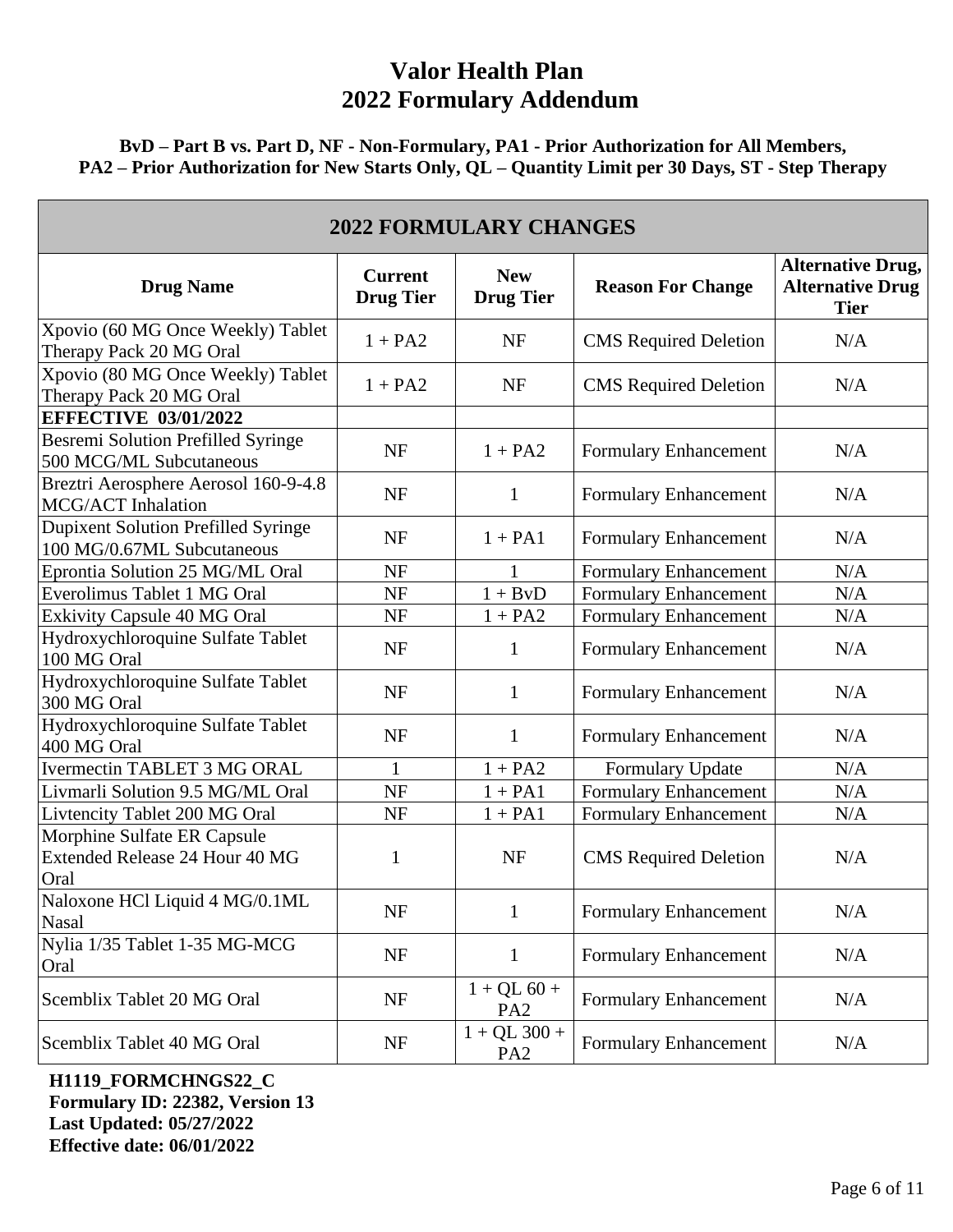# Valor Health Plan
# 2022 Formulary Addendum

**BvD – Part B vs. Part D, NF - Non-Formulary, PA1 - Prior Authorization for All Members, PA2 – Prior Authorization for New Starts Only, QL – Quantity Limit per 30 Days, ST - Step Therapy**

| 2022 FORMULARY CHANGES | | | | |
|---|---|---|---|---|
| **Drug Name** | **Current Drug Tier** | **New Drug Tier** | **Reason For Change** | **Alternative Drug, Alternative Drug Tier** |
| Xpovio (60 MG Once Weekly) Tablet Therapy Pack 20 MG Oral | 1 + PA2 | NF | CMS Required Deletion | N/A |
| Xpovio (80 MG Once Weekly) Tablet Therapy Pack 20 MG Oral | 1 + PA2 | NF | CMS Required Deletion | N/A |
| **EFFECTIVE 03/01/2022** | | | | |
| Besremi Solution Prefilled Syringe 500 MCG/ML Subcutaneous | NF | 1 + PA2 | Formulary Enhancement | N/A |
| Breztri Aerosphere Aerosol 160-9-4.8 MCG/ACT Inhalation | NF | 1 | Formulary Enhancement | N/A |
| Dupixent Solution Prefilled Syringe 100 MG/0.67ML Subcutaneous | NF | 1 + PA1 | Formulary Enhancement | N/A |
| Eprontia Solution 25 MG/ML Oral | NF | 1 | Formulary Enhancement | N/A |
| Everolimus Tablet 1 MG Oral | NF | 1 + BvD | Formulary Enhancement | N/A |
| Exkivity Capsule 40 MG Oral | NF | 1 + PA2 | Formulary Enhancement | N/A |
| Hydroxychloroquine Sulfate Tablet 100 MG Oral | NF | 1 | Formulary Enhancement | N/A |
| Hydroxychloroquine Sulfate Tablet 300 MG Oral | NF | 1 | Formulary Enhancement | N/A |
| Hydroxychloroquine Sulfate Tablet 400 MG Oral | NF | 1 | Formulary Enhancement | N/A |
| Ivermectin TABLET 3 MG ORAL | 1 | 1 + PA2 | Formulary Update | N/A |
| Livmarli Solution 9.5 MG/ML Oral | NF | 1 + PA1 | Formulary Enhancement | N/A |
| Livtencity Tablet 200 MG Oral | NF | 1 + PA1 | Formulary Enhancement | N/A |
| Morphine Sulfate ER Capsule Extended Release 24 Hour 40 MG Oral | 1 | NF | CMS Required Deletion | N/A |
| Naloxone HCl Liquid 4 MG/0.1ML Nasal | NF | 1 | Formulary Enhancement | N/A |
| Nylia 1/35 Tablet 1-35 MG-MCG Oral | NF | 1 | Formulary Enhancement | N/A |
| Scemblix Tablet 20 MG Oral | NF | 1 + QL 60 + PA2 | Formulary Enhancement | N/A |
| Scemblix Tablet 40 MG Oral | NF | 1 + QL 300 + PA2 | Formulary Enhancement | N/A |

**H1119_FORMCHNGS22_C**
**Formulary ID: 22382, Version 13**
**Last Updated: 05/27/2022**
**Effective date: 06/01/2022**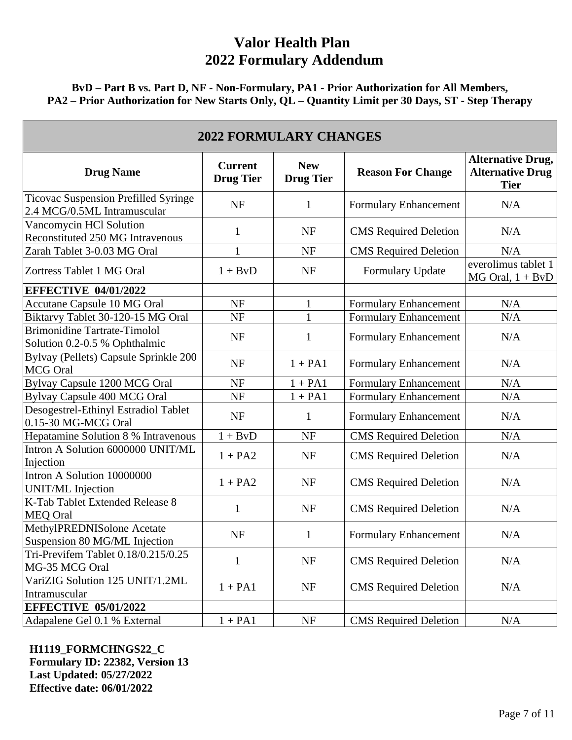# Valor Health Plan
# 2022 Formulary Addendum

**BvD – Part B vs. Part D, NF - Non-Formulary, PA1 - Prior Authorization for All Members, PA2 – Prior Authorization for New Starts Only, QL – Quantity Limit per 30 Days, ST - Step Therapy**

| 2022 FORMULARY CHANGES | | | | |
|---|---|---|---|---|
| **Drug Name** | **Current Drug Tier** | **New Drug Tier** | **Reason For Change** | **Alternative Drug, Alternative Drug Tier** |
| Ticovac Suspension Prefilled Syringe 2.4 MCG/0.5ML Intramuscular | NF | 1 | Formulary Enhancement | N/A |
| Vancomycin HCl Solution Reconstituted 250 MG Intravenous | 1 | NF | CMS Required Deletion | N/A |
| Zarah Tablet 3-0.03 MG Oral | 1 | NF | CMS Required Deletion | N/A |
| Zortress Tablet 1 MG Oral | 1 + BvD | NF | Formulary Update | everolimus tablet 1 MG Oral, 1 + BvD |
| **EFFECTIVE 04/01/2022** | | | | |
| Accutane Capsule 10 MG Oral | NF | 1 | Formulary Enhancement | N/A |
| Biktarvy Tablet 30-120-15 MG Oral | NF | 1 | Formulary Enhancement | N/A |
| Brimonidine Tartrate-Timolol Solution 0.2-0.5 % Ophthalmic | NF | 1 | Formulary Enhancement | N/A |
| Bylvay (Pellets) Capsule Sprinkle 200 MCG Oral | NF | 1 + PA1 | Formulary Enhancement | N/A |
| Bylvay Capsule 1200 MCG Oral | NF | 1 + PA1 | Formulary Enhancement | N/A |
| Bylvay Capsule 400 MCG Oral | NF | 1 + PA1 | Formulary Enhancement | N/A |
| Desogestrel-Ethinyl Estradiol Tablet 0.15-30 MG-MCG Oral | NF | 1 | Formulary Enhancement | N/A |
| Hepatamine Solution 8 % Intravenous | 1 + BvD | NF | CMS Required Deletion | N/A |
| Intron A Solution 6000000 UNIT/ML Injection | 1 + PA2 | NF | CMS Required Deletion | N/A |
| Intron A Solution 10000000 UNIT/ML Injection | 1 + PA2 | NF | CMS Required Deletion | N/A |
| K-Tab Tablet Extended Release 8 MEQ Oral | 1 | NF | CMS Required Deletion | N/A |
| MethylPREDNISolone Acetate Suspension 80 MG/ML Injection | NF | 1 | Formulary Enhancement | N/A |
| Tri-Previfem Tablet 0.18/0.215/0.25 MG-35 MCG Oral | 1 | NF | CMS Required Deletion | N/A |
| VariZIG Solution 125 UNIT/1.2ML Intramuscular | 1 + PA1 | NF | CMS Required Deletion | N/A |
| **EFFECTIVE 05/01/2022** | | | | |
| Adapalene Gel 0.1 % External | 1 + PA1 | NF | CMS Required Deletion | N/A |

**H1119_FORMCHNGS22_C**
**Formulary ID: 22382, Version 13**
**Last Updated: 05/27/2022**
**Effective date: 06/01/2022**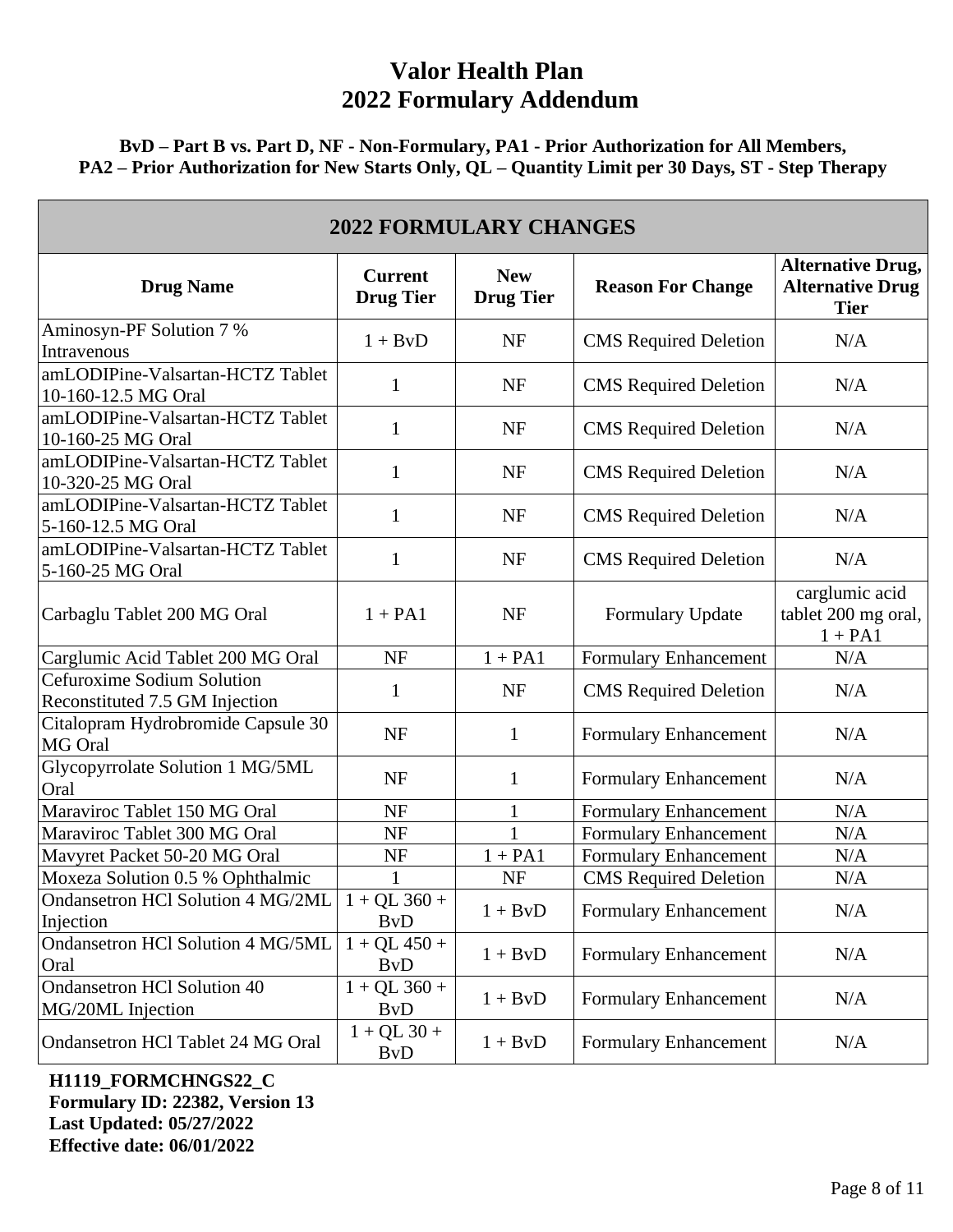# Valor Health Plan
# 2022 Formulary Addendum

**BvD – Part B vs. Part D, NF - Non-Formulary, PA1 - Prior Authorization for All Members, PA2 – Prior Authorization for New Starts Only, QL – Quantity Limit per 30 Days, ST - Step Therapy**

| 2022 FORMULARY CHANGES | | | | |
|---|---|---|---|---|
| **Drug Name** | **Current Drug Tier** | **New Drug Tier** | **Reason For Change** | **Alternative Drug, Alternative Drug Tier** |
| Aminosyn-PF Solution 7 % Intravenous | 1 + BvD | NF | CMS Required Deletion | N/A |
| amLODIPine-Valsartan-HCTZ Tablet 10-160-12.5 MG Oral | 1 | NF | CMS Required Deletion | N/A |
| amLODIPine-Valsartan-HCTZ Tablet 10-160-25 MG Oral | 1 | NF | CMS Required Deletion | N/A |
| amLODIPine-Valsartan-HCTZ Tablet 10-320-25 MG Oral | 1 | NF | CMS Required Deletion | N/A |
| amLODIPine-Valsartan-HCTZ Tablet 5-160-12.5 MG Oral | 1 | NF | CMS Required Deletion | N/A |
| amLODIPine-Valsartan-HCTZ Tablet 5-160-25 MG Oral | 1 | NF | CMS Required Deletion | N/A |
| Carbaglu Tablet 200 MG Oral | 1 + PA1 | NF | Formulary Update | carglumic acid tablet 200 mg oral, 1 + PA1 |
| Carglumic Acid Tablet 200 MG Oral | NF | 1 + PA1 | Formulary Enhancement | N/A |
| Cefuroxime Sodium Solution Reconstituted 7.5 GM Injection | 1 | NF | CMS Required Deletion | N/A |
| Citalopram Hydrobromide Capsule 30 MG Oral | NF | 1 | Formulary Enhancement | N/A |
| Glycopyrrolate Solution 1 MG/5ML Oral | NF | 1 | Formulary Enhancement | N/A |
| Maraviroc Tablet 150 MG Oral | NF | 1 | Formulary Enhancement | N/A |
| Maraviroc Tablet 300 MG Oral | NF | 1 | Formulary Enhancement | N/A |
| Mavyret Packet 50-20 MG Oral | NF | 1 + PA1 | Formulary Enhancement | N/A |
| Moxeza Solution 0.5 % Ophthalmic | 1 | NF | CMS Required Deletion | N/A |
| Ondansetron HCl Solution 4 MG/2ML Injection | 1 + QL 360 + BvD | 1 + BvD | Formulary Enhancement | N/A |
| Ondansetron HCl Solution 4 MG/5ML Oral | 1 + QL 450 + BvD | 1 + BvD | Formulary Enhancement | N/A |
| Ondansetron HCl Solution 40 MG/20ML Injection | 1 + QL 360 + BvD | 1 + BvD | Formulary Enhancement | N/A |
| Ondansetron HCl Tablet 24 MG Oral | 1 + QL 30 + BvD | 1 + BvD | Formulary Enhancement | N/A |

**H1119_FORMCHNGS22_C**
**Formulary ID: 22382, Version 13**
**Last Updated: 05/27/2022**
**Effective date: 06/01/2022**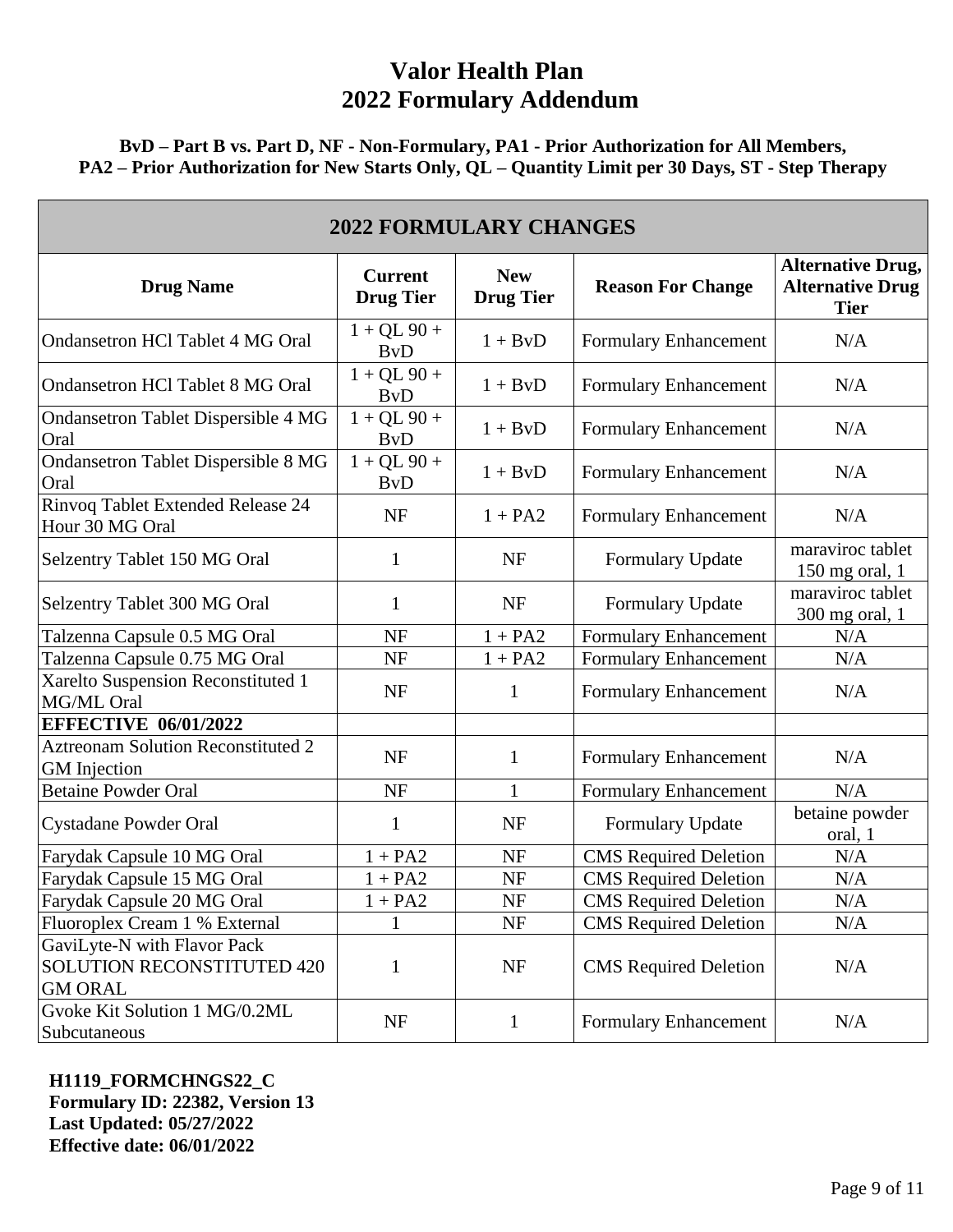# Valor Health Plan
# 2022 Formulary Addendum

**BvD – Part B vs. Part D, NF - Non-Formulary, PA1 - Prior Authorization for All Members, PA2 – Prior Authorization for New Starts Only, QL – Quantity Limit per 30 Days, ST - Step Therapy**

| 2022 FORMULARY CHANGES | | | | |
|---|---|---|---|---|
| **Drug Name** | **Current Drug Tier** | **New Drug Tier** | **Reason For Change** | **Alternative Drug, Alternative Drug Tier** |
| Ondansetron HCl Tablet 4 MG Oral | 1 + QL 90 + BvD | 1 + BvD | Formulary Enhancement | N/A |
| Ondansetron HCl Tablet 8 MG Oral | 1 + QL 90 + BvD | 1 + BvD | Formulary Enhancement | N/A |
| Ondansetron Tablet Dispersible 4 MG Oral | 1 + QL 90 + BvD | 1 + BvD | Formulary Enhancement | N/A |
| Ondansetron Tablet Dispersible 8 MG Oral | 1 + QL 90 + BvD | 1 + BvD | Formulary Enhancement | N/A |
| Rinvoq Tablet Extended Release 24 Hour 30 MG Oral | NF | 1 + PA2 | Formulary Enhancement | N/A |
| Selzentry Tablet 150 MG Oral | 1 | NF | Formulary Update | maraviroc tablet 150 mg oral, 1 |
| Selzentry Tablet 300 MG Oral | 1 | NF | Formulary Update | maraviroc tablet 300 mg oral, 1 |
| Talzenna Capsule 0.5 MG Oral | NF | 1 + PA2 | Formulary Enhancement | N/A |
| Talzenna Capsule 0.75 MG Oral | NF | 1 + PA2 | Formulary Enhancement | N/A |
| Xarelto Suspension Reconstituted 1 MG/ML Oral | NF | 1 | Formulary Enhancement | N/A |
| **EFFECTIVE 06/01/2022** | | | | |
| Aztreonam Solution Reconstituted 2 GM Injection | NF | 1 | Formulary Enhancement | N/A |
| Betaine Powder Oral | NF | 1 | Formulary Enhancement | N/A |
| Cystadane Powder Oral | 1 | NF | Formulary Update | betaine powder oral, 1 |
| Farydak Capsule 10 MG Oral | 1 + PA2 | NF | CMS Required Deletion | N/A |
| Farydak Capsule 15 MG Oral | 1 + PA2 | NF | CMS Required Deletion | N/A |
| Farydak Capsule 20 MG Oral | 1 + PA2 | NF | CMS Required Deletion | N/A |
| Fluoroplex Cream 1 % External | 1 | NF | CMS Required Deletion | N/A |
| GaviLyte-N with Flavor Pack SOLUTION RECONSTITUTED 420 GM ORAL | 1 | NF | CMS Required Deletion | N/A |
| Gvoke Kit Solution 1 MG/0.2ML Subcutaneous | NF | 1 | Formulary Enhancement | N/A |

**H1119_FORMCHNGS22_C**
**Formulary ID: 22382, Version 13**
**Last Updated: 05/27/2022**
**Effective date: 06/01/2022**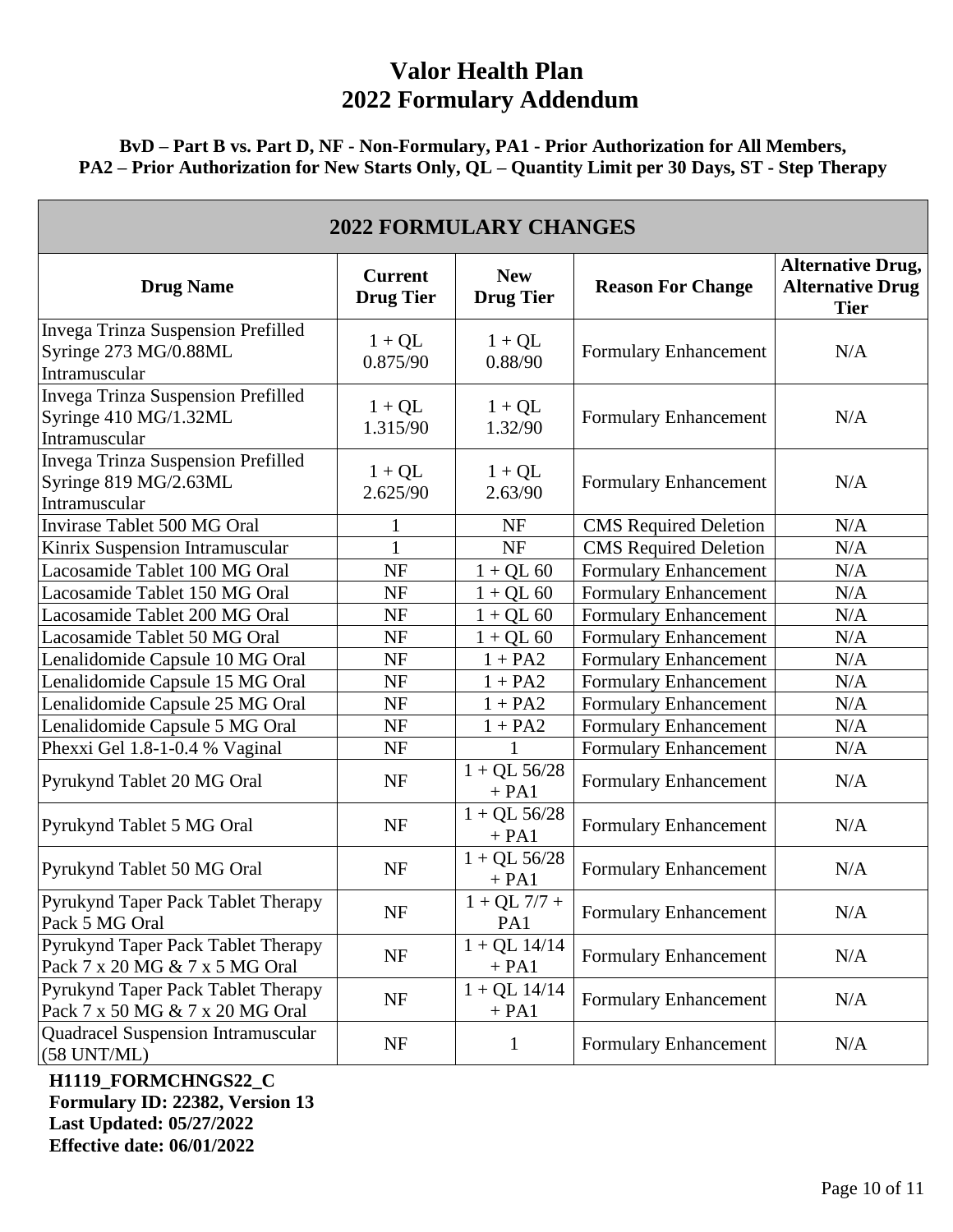# Valor Health Plan
# 2022 Formulary Addendum

**BvD – Part B vs. Part D, NF - Non-Formulary, PA1 - Prior Authorization for All Members, PA2 – Prior Authorization for New Starts Only, QL – Quantity Limit per 30 Days, ST - Step Therapy**

## 2022 FORMULARY CHANGES

| Drug Name | Current Drug Tier | New Drug Tier | Reason For Change | Alternative Drug, Alternative Drug Tier |
|---|---|---|---|---|
| Invega Trinza Suspension Prefilled Syringe 273 MG/0.88ML Intramuscular | 1 + QL 0.875/90 | 1 + QL 0.88/90 | Formulary Enhancement | N/A |
| Invega Trinza Suspension Prefilled Syringe 410 MG/1.32ML Intramuscular | 1 + QL 1.315/90 | 1 + QL 1.32/90 | Formulary Enhancement | N/A |
| Invega Trinza Suspension Prefilled Syringe 819 MG/2.63ML Intramuscular | 1 + QL 2.625/90 | 1 + QL 2.63/90 | Formulary Enhancement | N/A |
| Invirase Tablet 500 MG Oral | 1 | NF | CMS Required Deletion | N/A |
| Kinrix Suspension Intramuscular | 1 | NF | CMS Required Deletion | N/A |
| Lacosamide Tablet 100 MG Oral | NF | 1 + QL 60 | Formulary Enhancement | N/A |
| Lacosamide Tablet 150 MG Oral | NF | 1 + QL 60 | Formulary Enhancement | N/A |
| Lacosamide Tablet 200 MG Oral | NF | 1 + QL 60 | Formulary Enhancement | N/A |
| Lacosamide Tablet 50 MG Oral | NF | 1 + QL 60 | Formulary Enhancement | N/A |
| Lenalidomide Capsule 10 MG Oral | NF | 1 + PA2 | Formulary Enhancement | N/A |
| Lenalidomide Capsule 15 MG Oral | NF | 1 + PA2 | Formulary Enhancement | N/A |
| Lenalidomide Capsule 25 MG Oral | NF | 1 + PA2 | Formulary Enhancement | N/A |
| Lenalidomide Capsule 5 MG Oral | NF | 1 + PA2 | Formulary Enhancement | N/A |
| Phexxi Gel 1.8-1-0.4 % Vaginal | NF | 1 | Formulary Enhancement | N/A |
| Pyrukynd Tablet 20 MG Oral | NF | 1 + QL 56/28 + PA1 | Formulary Enhancement | N/A |
| Pyrukynd Tablet 5 MG Oral | NF | 1 + QL 56/28 + PA1 | Formulary Enhancement | N/A |
| Pyrukynd Tablet 50 MG Oral | NF | 1 + QL 56/28 + PA1 | Formulary Enhancement | N/A |
| Pyrukynd Taper Pack Tablet Therapy Pack 5 MG Oral | NF | 1 + QL 7/7 + PA1 | Formulary Enhancement | N/A |
| Pyrukynd Taper Pack Tablet Therapy Pack 7 x 20 MG & 7 x 5 MG Oral | NF | 1 + QL 14/14 + PA1 | Formulary Enhancement | N/A |
| Pyrukynd Taper Pack Tablet Therapy Pack 7 x 50 MG & 7 x 20 MG Oral | NF | 1 + QL 14/14 + PA1 | Formulary Enhancement | N/A |
| Quadracel Suspension Intramuscular (58 UNT/ML) | NF | 1 | Formulary Enhancement | N/A |

**H1119_FORMCHNGS22_C**
**Formulary ID: 22382, Version 13**
**Last Updated: 05/27/2022**
**Effective date: 06/01/2022**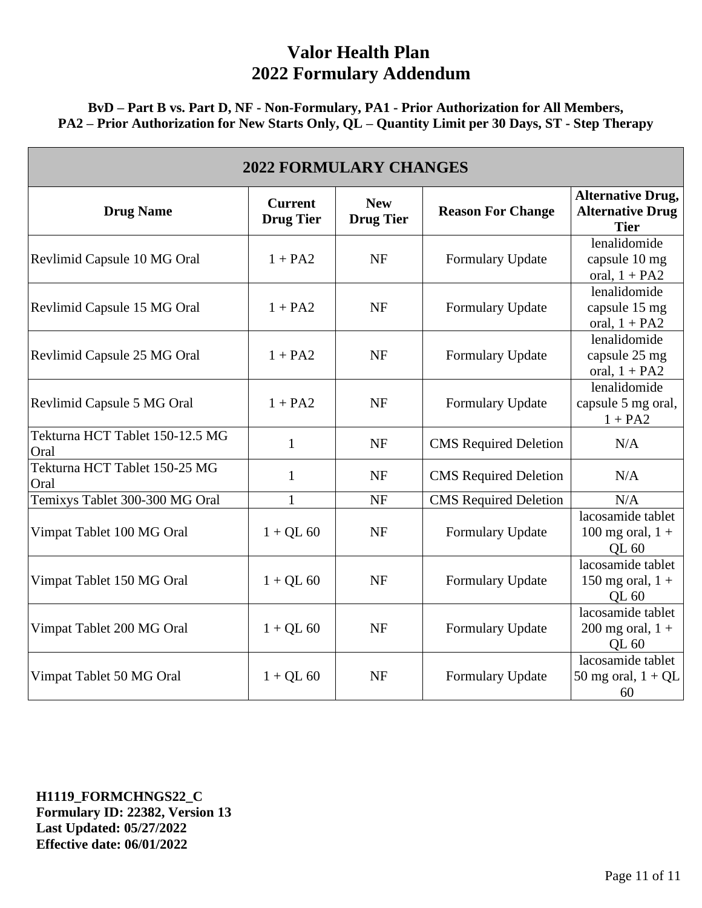# Valor Health Plan
# 2022 Formulary Addendum

**BvD – Part B vs. Part D, NF - Non-Formulary, PA1 - Prior Authorization for All Members, PA2 – Prior Authorization for New Starts Only, QL – Quantity Limit per 30 Days, ST - Step Therapy**

## 2022 FORMULARY CHANGES

| Drug Name | Current Drug Tier | New Drug Tier | Reason For Change | Alternative Drug, Alternative Drug Tier |
|---|---|---|---|---|
| Revlimid Capsule 10 MG Oral | 1 + PA2 | NF | Formulary Update | lenalidomide capsule 10 mg oral, 1 + PA2 |
| Revlimid Capsule 15 MG Oral | 1 + PA2 | NF | Formulary Update | lenalidomide capsule 15 mg oral, 1 + PA2 |
| Revlimid Capsule 25 MG Oral | 1 + PA2 | NF | Formulary Update | lenalidomide capsule 25 mg oral, 1 + PA2 |
| Revlimid Capsule 5 MG Oral | 1 + PA2 | NF | Formulary Update | lenalidomide capsule 5 mg oral, 1 + PA2 |
| Tekturna HCT Tablet 150-12.5 MG Oral | 1 | NF | CMS Required Deletion | N/A |
| Tekturna HCT Tablet 150-25 MG Oral | 1 | NF | CMS Required Deletion | N/A |
| Temixys Tablet 300-300 MG Oral | 1 | NF | CMS Required Deletion | N/A |
| Vimpat Tablet 100 MG Oral | 1 + QL 60 | NF | Formulary Update | lacosamide tablet 100 mg oral, 1 + QL 60 |
| Vimpat Tablet 150 MG Oral | 1 + QL 60 | NF | Formulary Update | lacosamide tablet 150 mg oral, 1 + QL 60 |
| Vimpat Tablet 200 MG Oral | 1 + QL 60 | NF | Formulary Update | lacosamide tablet 200 mg oral, 1 + QL 60 |
| Vimpat Tablet 50 MG Oral | 1 + QL 60 | NF | Formulary Update | lacosamide tablet 50 mg oral, 1 + QL 60 |

**H1119_FORMCHNGS22_C**
**Formulary ID: 22382, Version 13**
**Last Updated: 05/27/2022**
**Effective date: 06/01/2022**